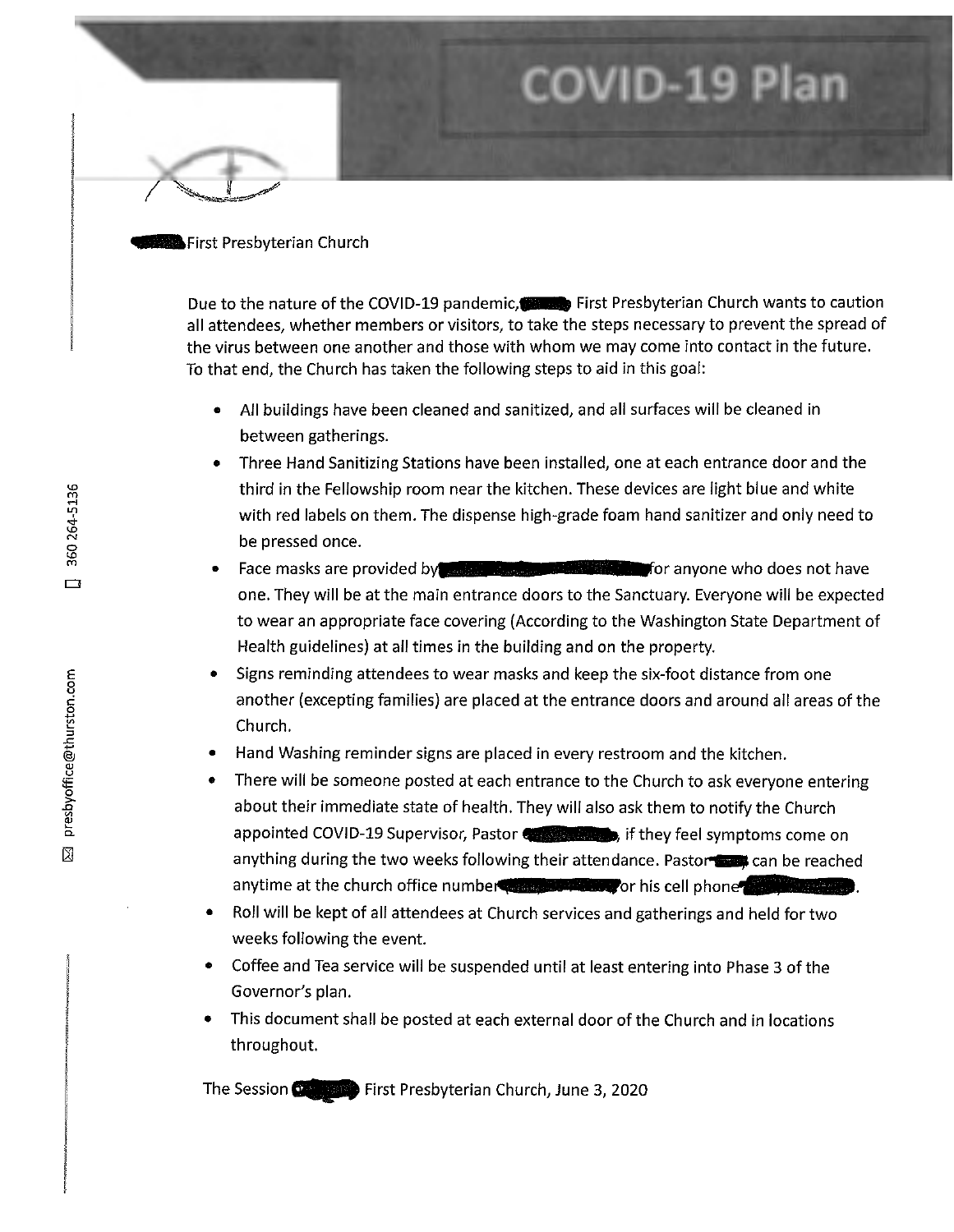# COVID-19 Plan

First Presbyterian Church

Due to the nature of the COVID-19 pandemic, First Presbyterian Church wants to caution all attendees, whether members or visitors, to take the steps necessary to prevent the spread of the virus between one another and those with whom we may come into contact in the future. To that end, the Church has taken the following steps to aid in this goal:

- All buildings have been cleaned and sanitized, and all surfaces will be cleaned in between gatherings.
- Three Hand Sanitizing Stations have been installed, one at each entrance door and the third in the Fellowship room near the kitchen. These devices are light blue and white with red labels on them. The dispense high-grade foam hand sanitizer and only need to be pressed once.
- Face masks are provided by for anyone who does not have one. They will be at the main entrance doors to the Sanctuary. Everyone will be expected to wear an appropriate face covering (According to the Washington State Department of Health guidelines) at all times in the building and on the property.
- Signs reminding attendees to wear masks and keep the six-foot distance from one another (excepting families) are placed at the entrance doors and around all areas of the Church.
- Hand Washing reminder signs are placed in every restroom and the kitchen.
- There will be someone posted at each entrance to the Church to ask everyone entering about their immediate state of health. They will also ask them to notify the Church appointed COVID-19 Supervisor, Pastor , if they feel symptoms come on anything during the two weeks following their attendance. Pastor can be reached anytime at the church office number or his cell phone .
- Roll will be kept of all attendees at Church services and gatherings and held for two weeks following the event.
- Coffee and Tea service will be suspended until at least entering into Phase 3 of the Governor's plan.
- This document shall be posted at each external door of the Church and in locations throughout.

The Session First Presbyterian Church, June 3, 2020

360 264-5136

presbyoffice@thurston.com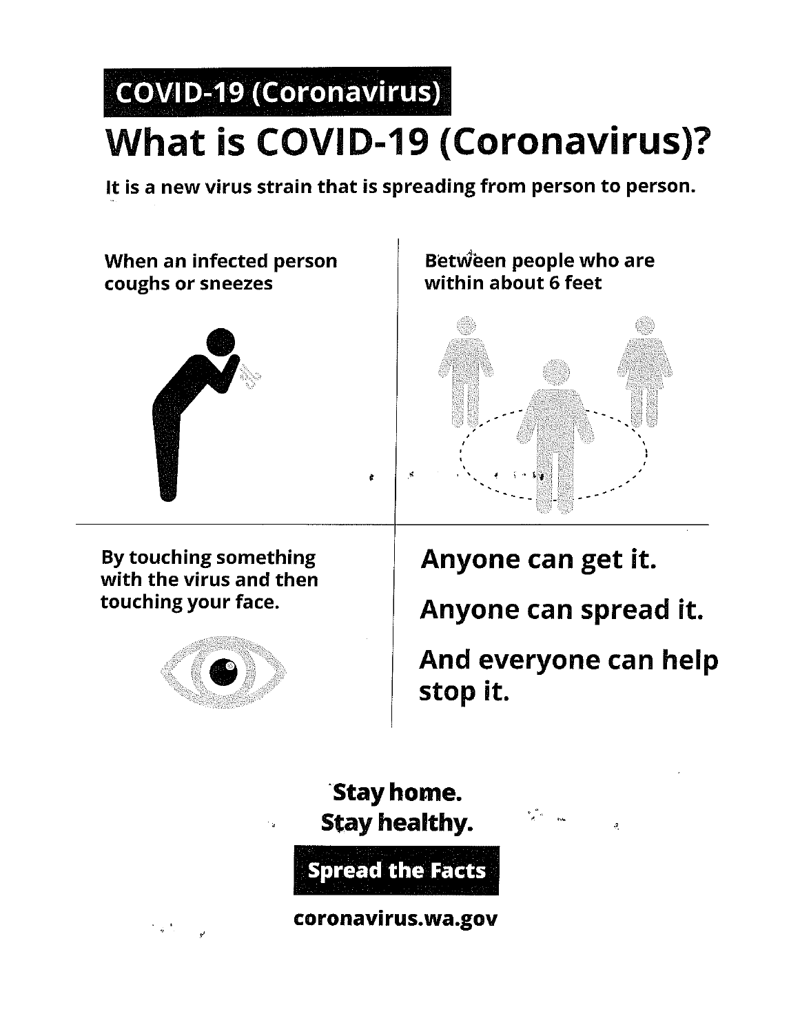COVID-19 (Coronavirus)

# What is COVID-19 (Coronavirus)?

**It is a new virus strain that is spreading from person to person.**

**When an infected person coughs or sneezes**

**Between people who are within about 6 feet**

**By touching something with the virus and then touching your face.**

## Anyone can get it.

## Anyone can spread it.

## And everyone can help stop it.

**Stay home.**
**Stay healthy.**

**Spread the Facts**

**coronavirus.wa.gov**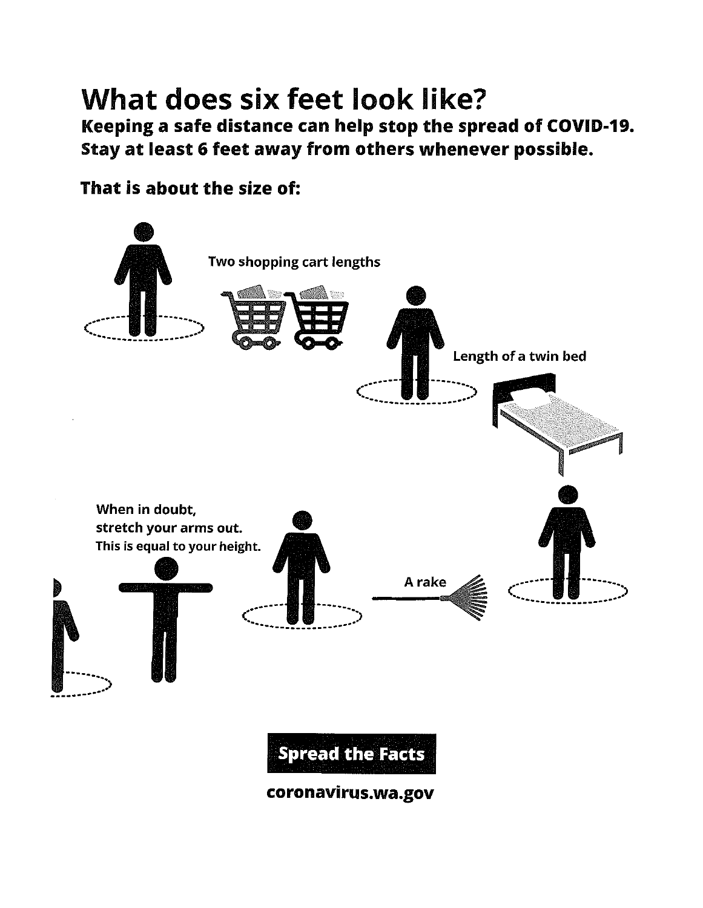# What does six feet look like?

**Keeping a safe distance can help stop the spread of COVID-19.**
**Stay at least 6 feet away from others whenever possible.**

**That is about the size of:**

Two shopping cart lengths

Length of a twin bed

A rake

When in doubt,
stretch your arms out.
This is equal to your height.

**Spread the Facts**

**coronavirus.wa.gov**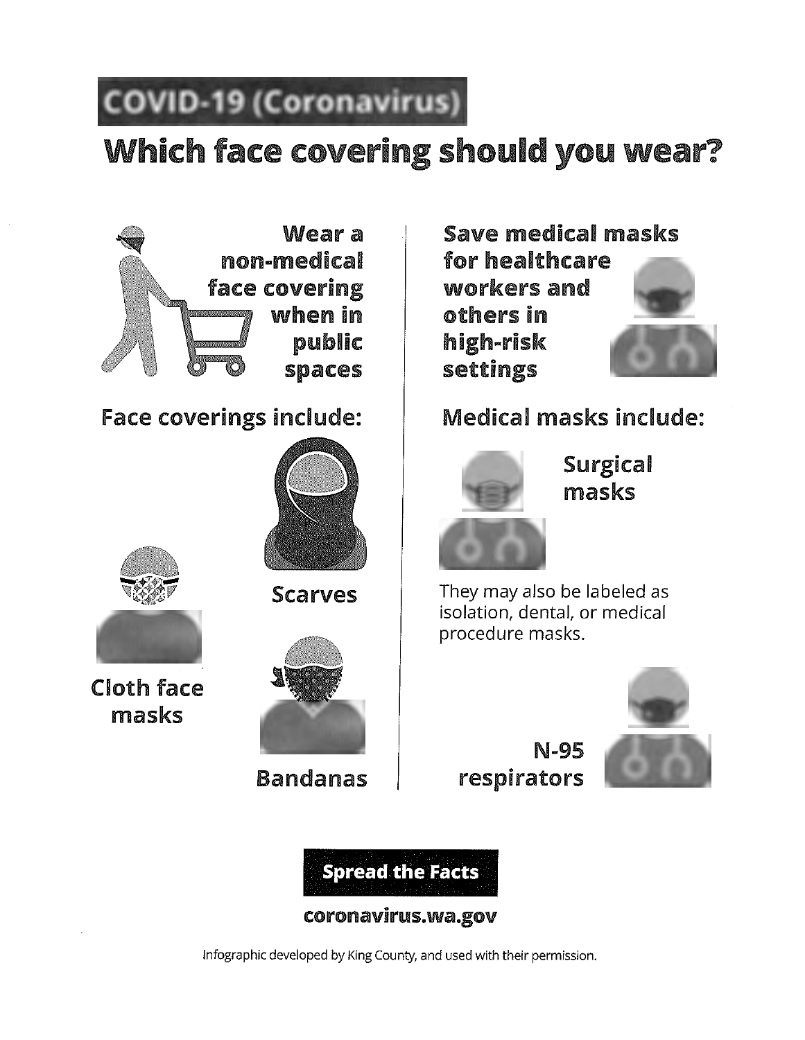COVID-19 (Coronavirus)

# Which face covering should you wear?

## Wear a non-medical face covering when in public spaces

### Face coverings include:

- Scarves
- Cloth face masks
- Bandanas

## Save medical masks for healthcare workers and others in high-risk settings

### Medical masks include:

- Surgical masks

They may also be labeled as isolation, dental, or medical procedure masks.

- N-95 respirators

**Spread the Facts**

**coronavirus.wa.gov**

Infographic developed by King County, and used with their permission.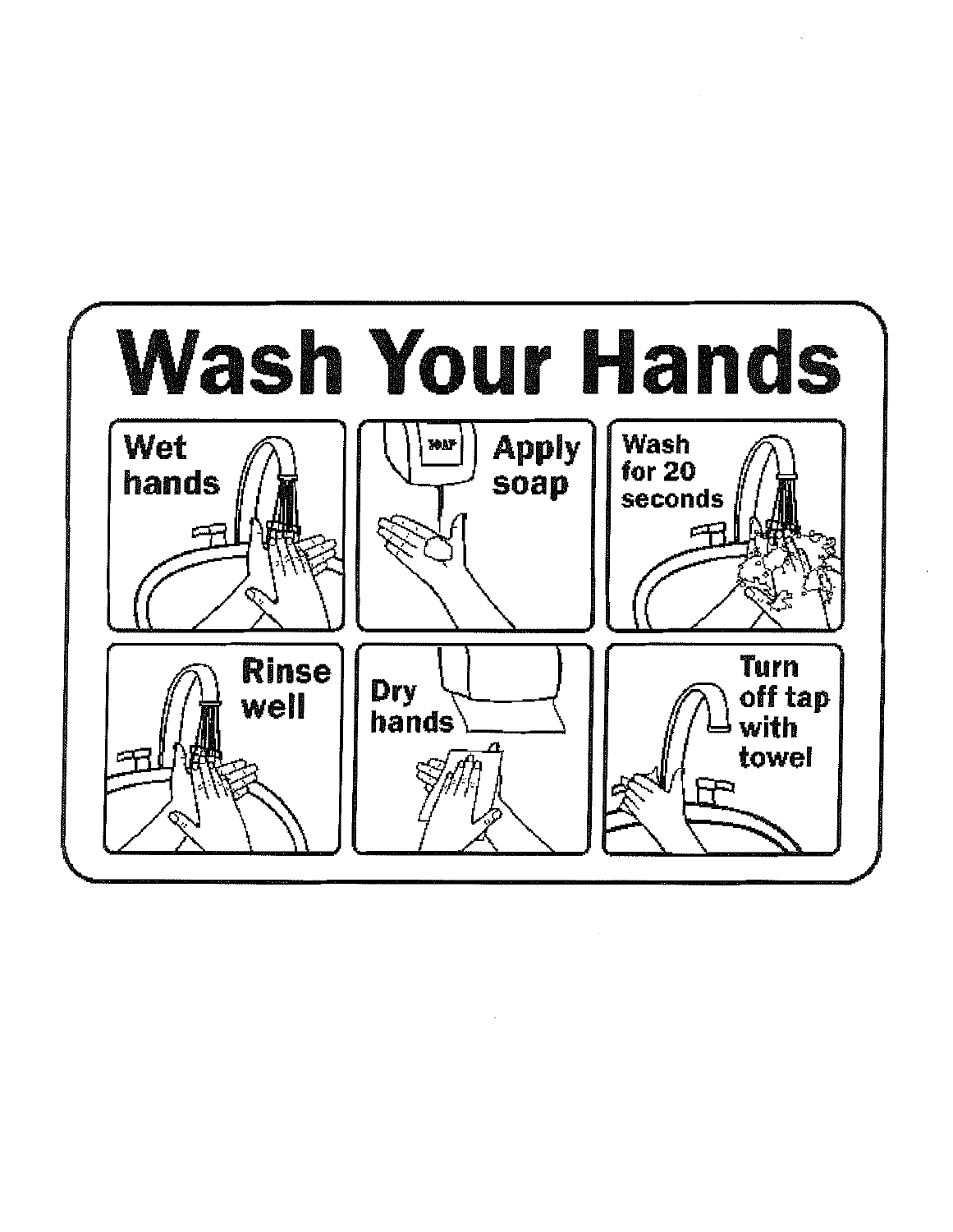# Wash Your Hands

- Wet hands
- Apply soap
- Wash for 20 seconds
- Rinse well
- Dry hands
- Turn off tap with towel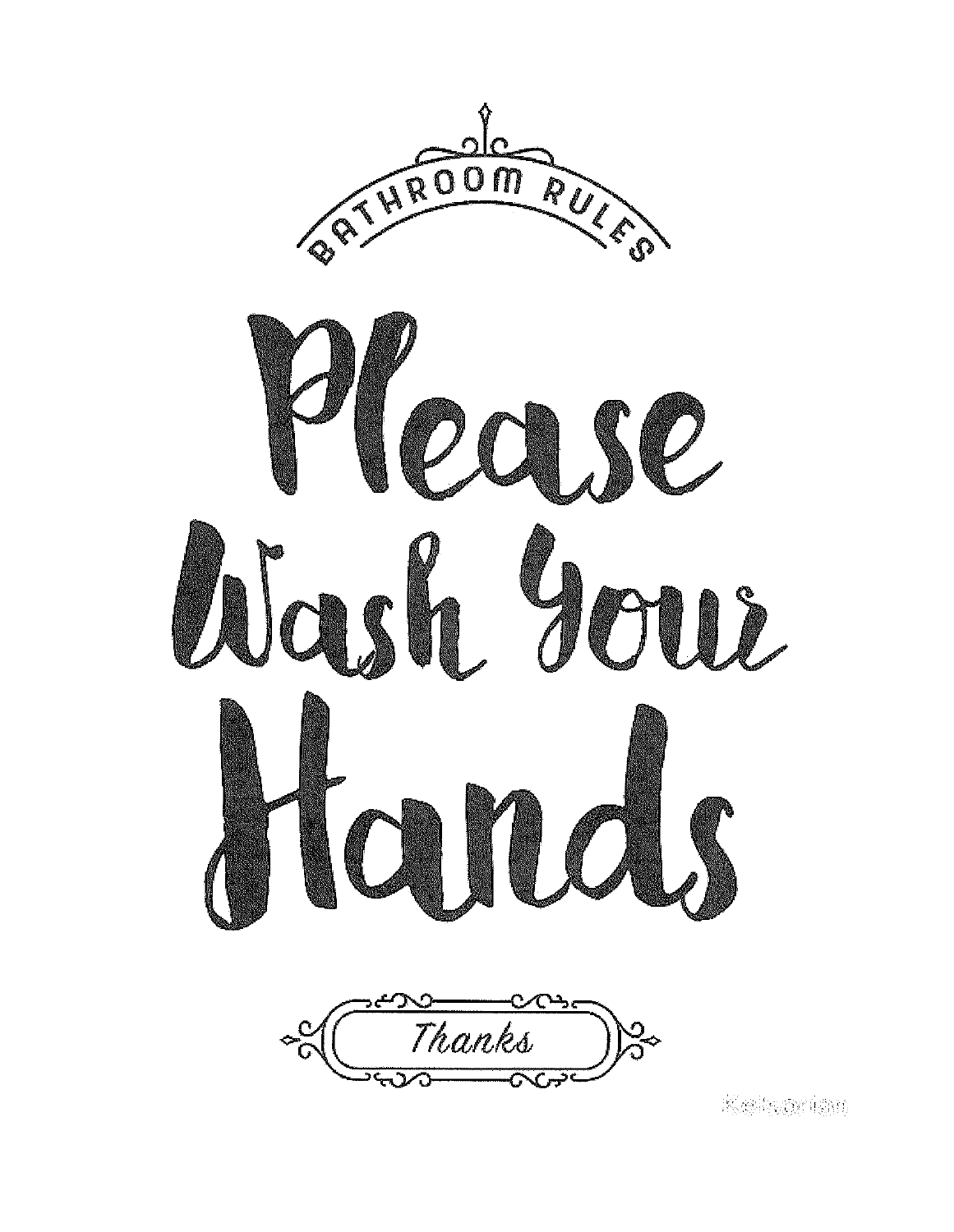BATHROOM RULES

# Please Wash Your Hands

*Thanks*

Kekoriga